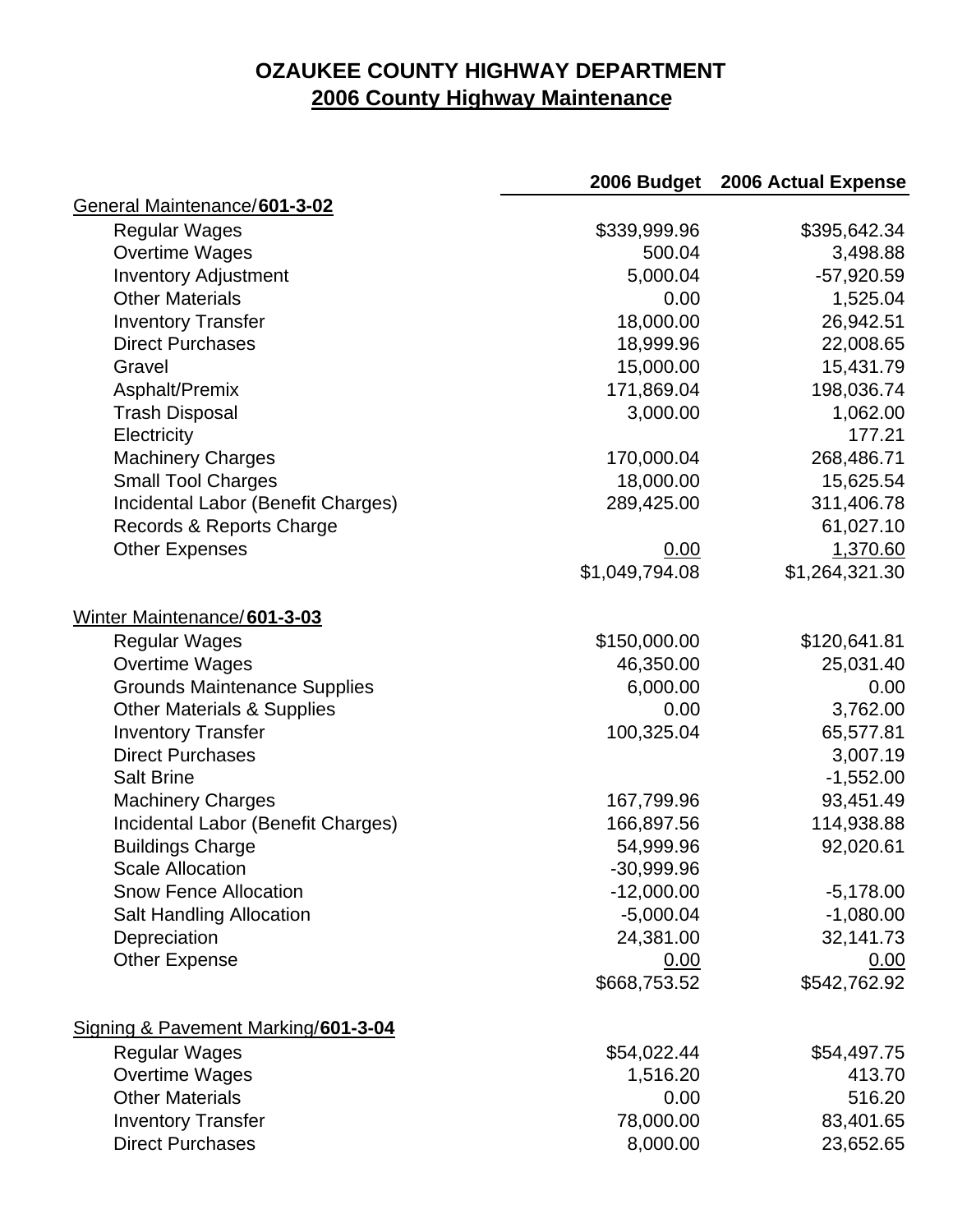# OZAUKEE COUNTY HIGHWAY DEPARTMENT

## 2006 County Highway Maintenance

| | 2006 Budget | 2006 Actual Expense |
|---|---|---|
| **General Maintenance/601-3-02** | | |
| Regular Wages | $339,999.96 | $395,642.34 |
| Overtime Wages | 500.04 | 3,498.88 |
| Inventory Adjustment | 5,000.04 | -57,920.59 |
| Other Materials | 0.00 | 1,525.04 |
| Inventory Transfer | 18,000.00 | 26,942.51 |
| Direct Purchases | 18,999.96 | 22,008.65 |
| Gravel | 15,000.00 | 15,431.79 |
| Asphalt/Premix | 171,869.04 | 198,036.74 |
| Trash Disposal | 3,000.00 | 1,062.00 |
| Electricity | | 177.21 |
| Machinery Charges | 170,000.04 | 268,486.71 |
| Small Tool Charges | 18,000.00 | 15,625.54 |
| Incidental Labor (Benefit Charges) | 289,425.00 | 311,406.78 |
| Records & Reports Charge | | 61,027.10 |
| Other Expenses | 0.00 | 1,370.60 |
| | $1,049,794.08 | $1,264,321.30 |
| **Winter Maintenance/601-3-03** | | |
| Regular Wages | $150,000.00 | $120,641.81 |
| Overtime Wages | 46,350.00 | 25,031.40 |
| Grounds Maintenance Supplies | 6,000.00 | 0.00 |
| Other Materials & Supplies | 0.00 | 3,762.00 |
| Inventory Transfer | 100,325.04 | 65,577.81 |
| Direct Purchases | | 3,007.19 |
| Salt Brine | | -1,552.00 |
| Machinery Charges | 167,799.96 | 93,451.49 |
| Incidental Labor (Benefit Charges) | 166,897.56 | 114,938.88 |
| Buildings Charge | 54,999.96 | 92,020.61 |
| Scale Allocation | -30,999.96 | |
| Snow Fence Allocation | -12,000.00 | -5,178.00 |
| Salt Handling Allocation | -5,000.04 | -1,080.00 |
| Depreciation | 24,381.00 | 32,141.73 |
| Other Expense | 0.00 | 0.00 |
| | $668,753.52 | $542,762.92 |
| **Signing & Pavement Marking/601-3-04** | | |
| Regular Wages | $54,022.44 | $54,497.75 |
| Overtime Wages | 1,516.20 | 413.70 |
| Other Materials | 0.00 | 516.20 |
| Inventory Transfer | 78,000.00 | 83,401.65 |
| Direct Purchases | 8,000.00 | 23,652.65 |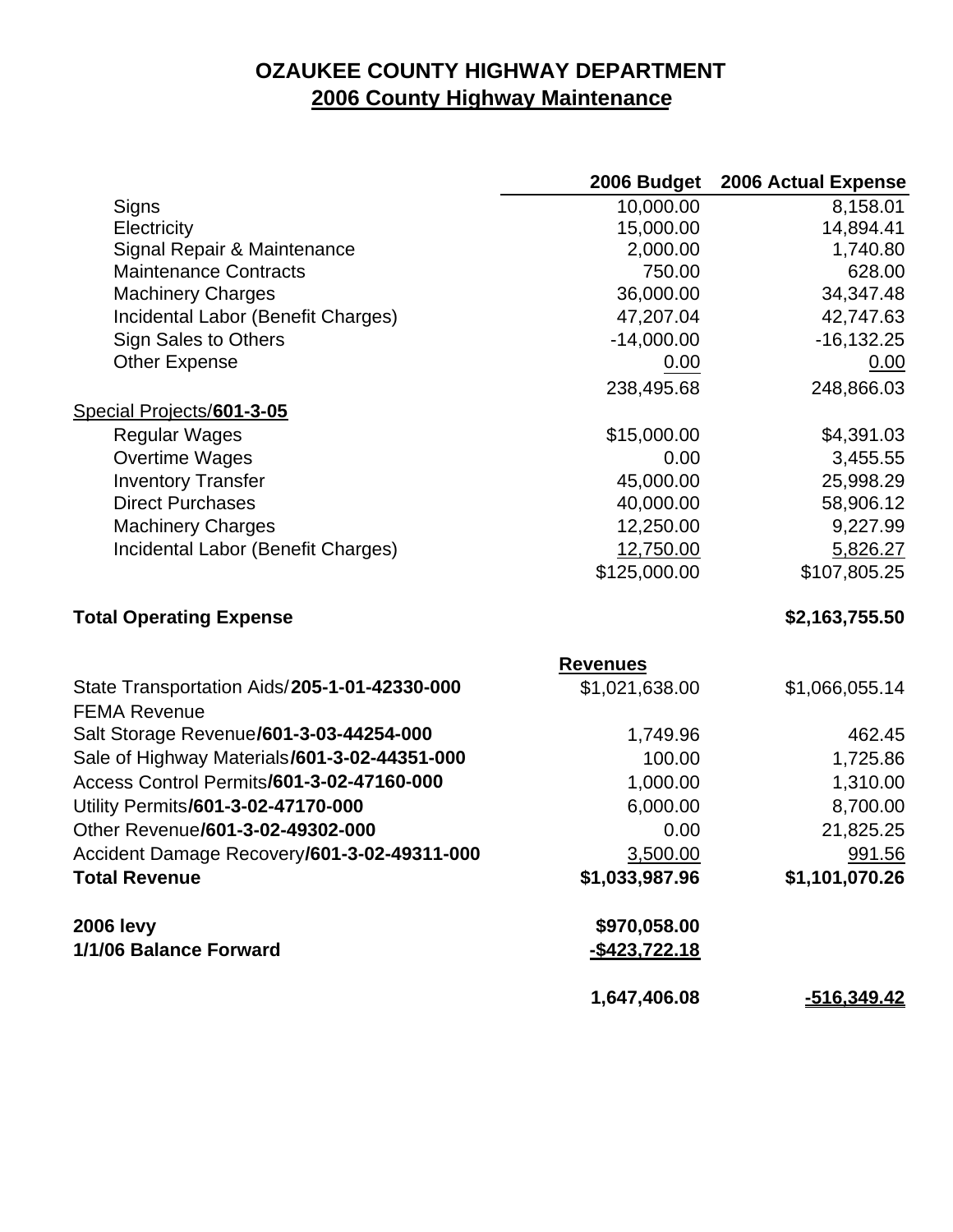# OZAUKEE COUNTY HIGHWAY DEPARTMENT

## 2006 County Highway Maintenance

| | 2006 Budget | 2006 Actual Expense |
|---|---|---|
| Signs | 10,000.00 | 8,158.01 |
| Electricity | 15,000.00 | 14,894.41 |
| Signal Repair & Maintenance | 2,000.00 | 1,740.80 |
| Maintenance Contracts | 750.00 | 628.00 |
| Machinery Charges | 36,000.00 | 34,347.48 |
| Incidental Labor (Benefit Charges) | 47,207.04 | 42,747.63 |
| Sign Sales to Others | -14,000.00 | -16,132.25 |
| Other Expense | 0.00 | 0.00 |
| | 238,495.68 | 248,866.03 |
| Special Projects/**601-3-05** | | |
| Regular Wages | $15,000.00 | $4,391.03 |
| Overtime Wages | 0.00 | 3,455.55 |
| Inventory Transfer | 45,000.00 | 25,998.29 |
| Direct Purchases | 40,000.00 | 58,906.12 |
| Machinery Charges | 12,250.00 | 9,227.99 |
| Incidental Labor (Benefit Charges) | 12,750.00 | 5,826.27 |
| | $125,000.00 | $107,805.25 |
| **Total Operating Expense** | | **$2,163,755.50** |
| | **Revenues** | |
| State Transportation Aids/**205-1-01-42330-000** | $1,021,638.00 | $1,066,055.14 |
| FEMA Revenue | | |
| Salt Storage Revenue**/601-3-03-44254-000** | 1,749.96 | 462.45 |
| Sale of Highway Materials**/601-3-02-44351-000** | 100.00 | 1,725.86 |
| Access Control Permits**/601-3-02-47160-000** | 1,000.00 | 1,310.00 |
| Utility Permits**/601-3-02-47170-000** | 6,000.00 | 8,700.00 |
| Other Revenue**/601-3-02-49302-000** | 0.00 | 21,825.25 |
| Accident Damage Recovery**/601-3-02-49311-000** | 3,500.00 | 991.56 |
| **Total Revenue** | **$1,033,987.96** | **$1,101,070.26** |
| **2006 levy** | **$970,058.00** | |
| **1/1/06 Balance Forward** | **-$423,722.18** | |
| | **1,647,406.08** | **-516,349.42** |